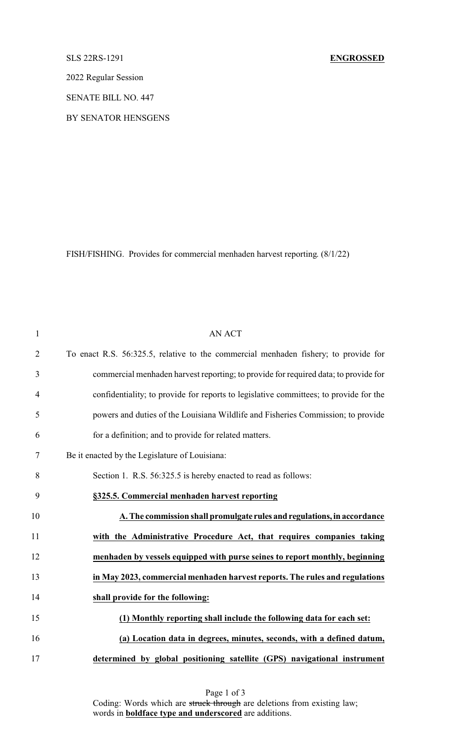SLS 22RS-1291 **ENGROSSED**

2022 Regular Session

SENATE BILL NO. 447

BY SENATOR HENSGENS

FISH/FISHING. Provides for commercial menhaden harvest reporting. (8/1/22)

AN ACT

To enact R.S. 56:325.5, relative to the commercial menhaden fishery; to provide for commercial menhaden harvest reporting; to provide for required data; to provide for confidentiality; to provide for reports to legislative committees; to provide for the powers and duties of the Louisiana Wildlife and Fisheries Commission; to provide for a definition; and to provide for related matters.

Be it enacted by the Legislature of Louisiana:

Section 1. R.S. 56:325.5 is hereby enacted to read as follows:

<u>**§325.5. Commercial menhaden harvest reporting**</u>

<u>**A. The commission shall promulgate rules and regulations, in accordance with the Administrative Procedure Act, that requires companies taking menhaden by vessels equipped with purse seines to report monthly, beginning in May 2023, commercial menhaden harvest reports. The rules and regulations shall provide for the following:**</u>

<u>**(1) Monthly reporting shall include the following data for each set:**</u>

<u>**(a) Location data in degrees, minutes, seconds, with a defined datum, determined by global positioning satellite (GPS) navigational instrument**</u>

Coding: Words which are ~~struck through~~ are deletions from existing law; words in <u>**boldface type and underscored**</u> are additions.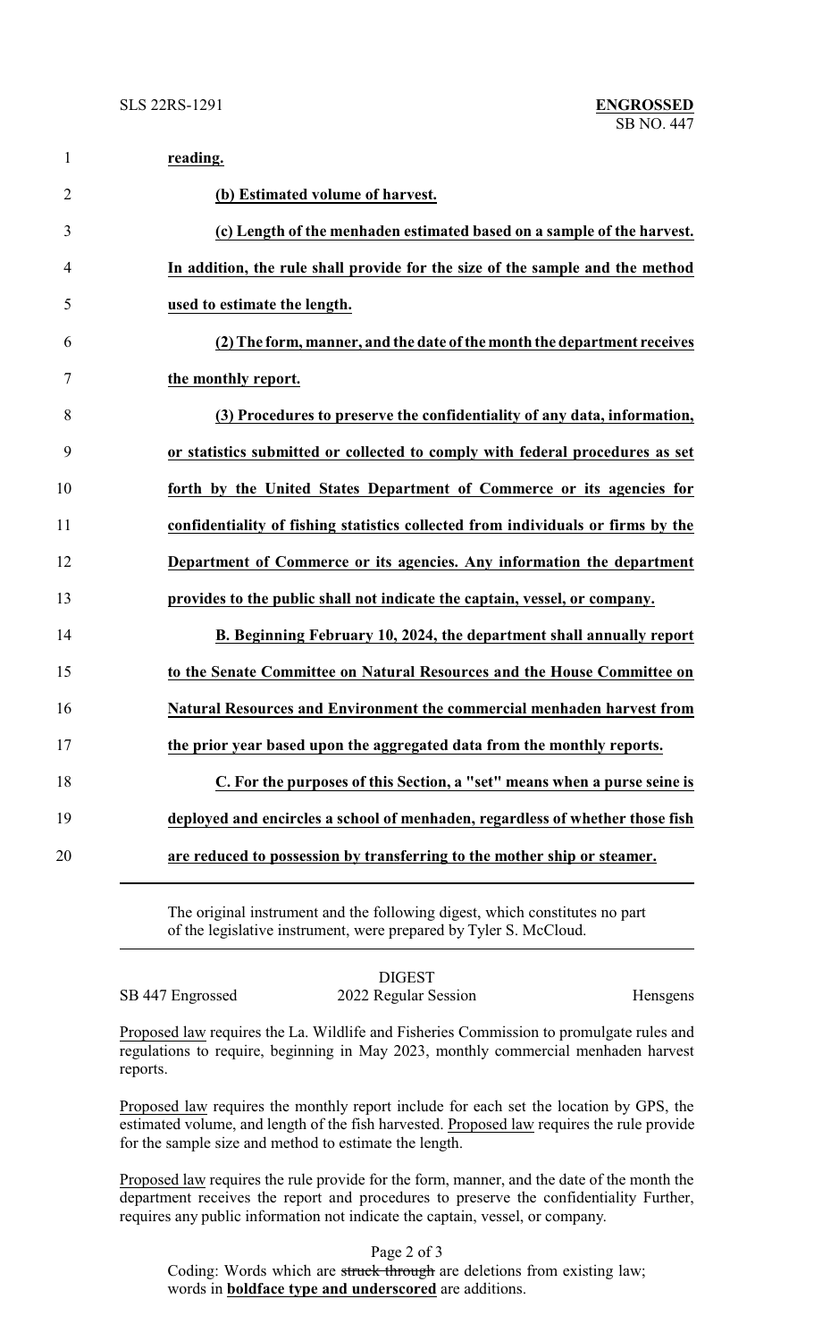**reading.**

**(b) Estimated volume of harvest.**

**(c) Length of the menhaden estimated based on a sample of the harvest. In addition, the rule shall provide for the size of the sample and the method used to estimate the length.**

**(2) The form, manner, and the date of the month the department receives the monthly report.**

**(3) Procedures to preserve the confidentiality of any data, information, or statistics submitted or collected to comply with federal procedures as set forth by the United States Department of Commerce or its agencies for confidentiality of fishing statistics collected from individuals or firms by the Department of Commerce or its agencies. Any information the department provides to the public shall not indicate the captain, vessel, or company.**

**B. Beginning February 10, 2024, the department shall annually report to the Senate Committee on Natural Resources and the House Committee on Natural Resources and Environment the commercial menhaden harvest from the prior year based upon the aggregated data from the monthly reports.**

**C. For the purposes of this Section, a "set" means when a purse seine is deployed and encircles a school of menhaden, regardless of whether those fish are reduced to possession by transferring to the mother ship or steamer.**

---

The original instrument and the following digest, which constitutes no part of the legislative instrument, were prepared by Tyler S. McCloud.

DIGEST

SB 447 Engrossed — 2022 Regular Session — Hensgens

Proposed law requires the La. Wildlife and Fisheries Commission to promulgate rules and regulations to require, beginning in May 2023, monthly commercial menhaden harvest reports.

Proposed law requires the monthly report include for each set the location by GPS, the estimated volume, and length of the fish harvested. Proposed law requires the rule provide for the sample size and method to estimate the length.

Proposed law requires the rule provide for the form, manner, and the date of the month the department receives the report and procedures to preserve the confidentiality Further, requires any public information not indicate the captain, vessel, or company.

Coding: Words which are ~~struck through~~ are deletions from existing law; words in **boldface type and underscored** are additions.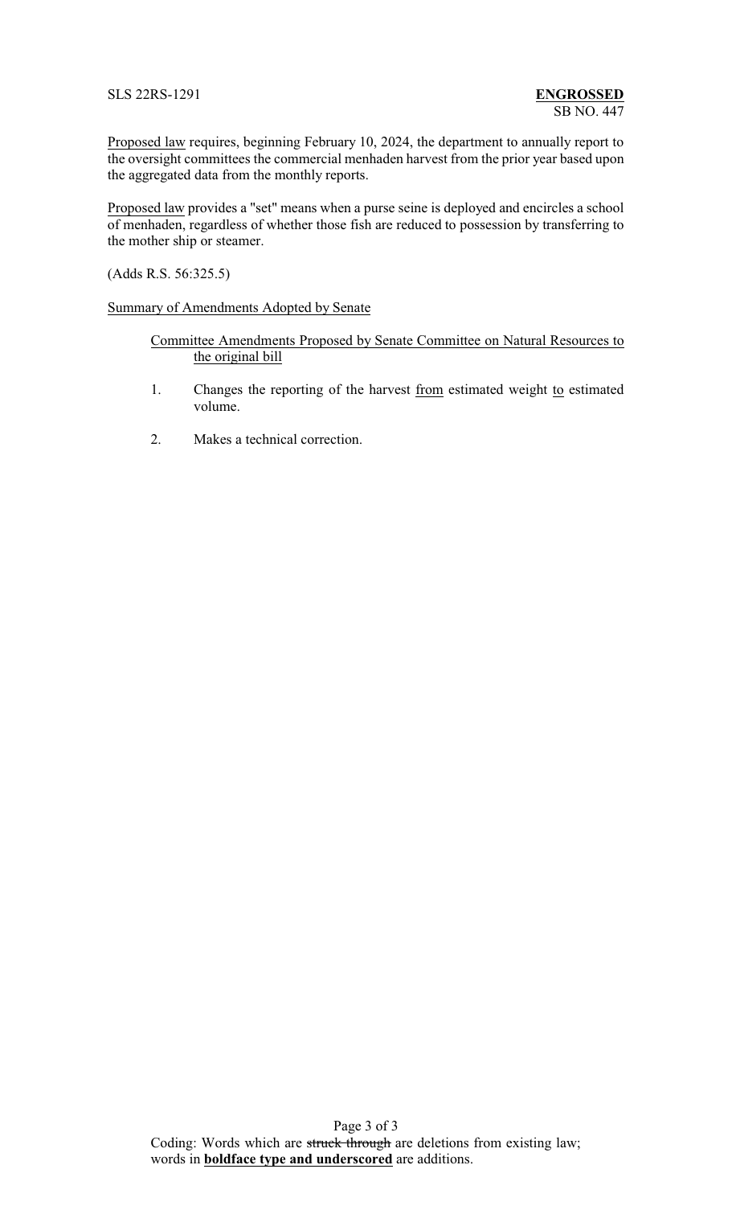Proposed law requires, beginning February 10, 2024, the department to annually report to the oversight committees the commercial menhaden harvest from the prior year based upon the aggregated data from the monthly reports.

Proposed law provides a "set" means when a purse seine is deployed and encircles a school of menhaden, regardless of whether those fish are reduced to possession by transferring to the mother ship or steamer.

(Adds R.S. 56:325.5)

Summary of Amendments Adopted by Senate

Committee Amendments Proposed by Senate Committee on Natural Resources to the original bill

1. Changes the reporting of the harvest from estimated weight to estimated volume.

2. Makes a technical correction.

Coding: Words which are ~~struck through~~ are deletions from existing law; words in **boldface type and underscored** are additions.